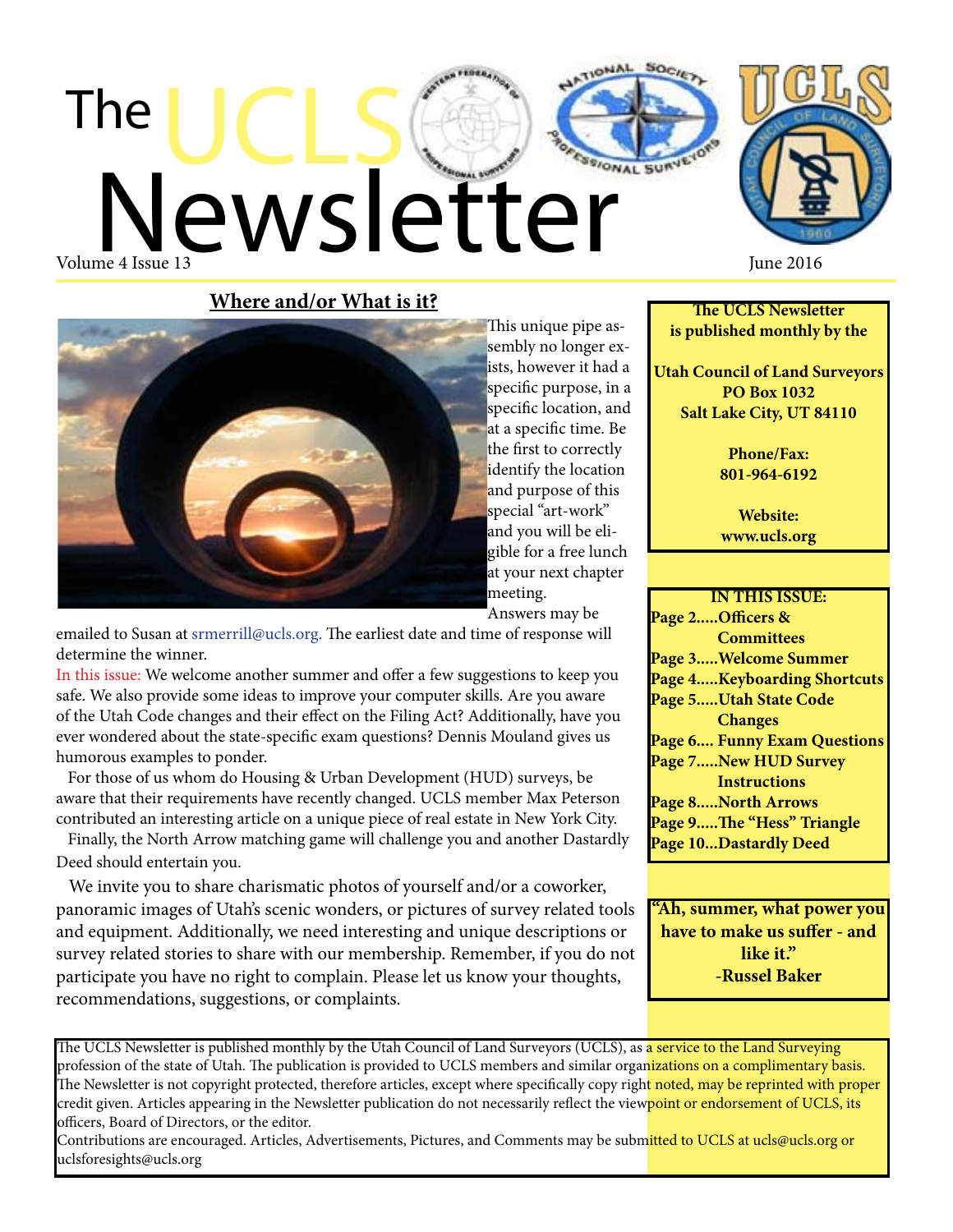# The UCLS Newsletter

Volume 4 Issue 13

June 2016

## Where and/or What is it?

This unique pipe assembly no longer exists, however it had a specific purpose, in a specific location, and at a specific time. Be the first to correctly identify the location and purpose of this special "art-work" and you will be eligible for a free lunch at your next chapter meeting.

Answers may be emailed to Susan at srmerrill@ucls.org. The earliest date and time of response will determine the winner.

In this issue: We welcome another summer and offer a few suggestions to keep you safe. We also provide some ideas to improve your computer skills. Are you aware of the Utah Code changes and their effect on the Filing Act? Additionally, have you ever wondered about the state-specific exam questions? Dennis Mouland gives us humorous examples to ponder.

For those of us whom do Housing & Urban Development (HUD) surveys, be aware that their requirements have recently changed. UCLS member Max Peterson contributed an interesting article on a unique piece of real estate in New York City.

Finally, the North Arrow matching game will challenge you and another Dastardly Deed should entertain you.

We invite you to share charismatic photos of yourself and/or a coworker, panoramic images of Utah's scenic wonders, or pictures of survey related tools and equipment. Additionally, we need interesting and unique descriptions or survey related stories to share with our membership. Remember, if you do not participate you have no right to complain. Please let us know your thoughts, recommendations, suggestions, or complaints.

**The UCLS Newsletter is published monthly by the**

**Utah Council of Land Surveyors**
**PO Box 1032**
**Salt Lake City, UT 84110**

**Phone/Fax:**
**801-964-6192**

**Website:**
**www.ucls.org**

**IN THIS ISSUE:**

**Page 2.....Officers & Committees**
**Page 3.....Welcome Summer**
**Page 4.....Keyboarding Shortcuts**
**Page 5.....Utah State Code Changes**
**Page 6.... Funny Exam Questions**
**Page 7.....New HUD Survey Instructions**
**Page 8.....North Arrows**
**Page 9.....The "Hess" Triangle**
**Page 10...Dastardly Deed**

**"Ah, summer, what power you have to make us suffer - and like it."**
**-Russel Baker**

The UCLS Newsletter is published monthly by the Utah Council of Land Surveyors (UCLS), as a service to the Land Surveying profession of the state of Utah. The publication is provided to UCLS members and similar organizations on a complimentary basis. The Newsletter is not copyright protected, therefore articles, except where specifically copy right noted, may be reprinted with proper credit given. Articles appearing in the Newsletter publication do not necessarily reflect the viewpoint or endorsement of UCLS, its officers, Board of Directors, or the editor.

Contributions are encouraged. Articles, Advertisements, Pictures, and Comments may be submitted to UCLS at ucls@ucls.org or uclsforesights@ucls.org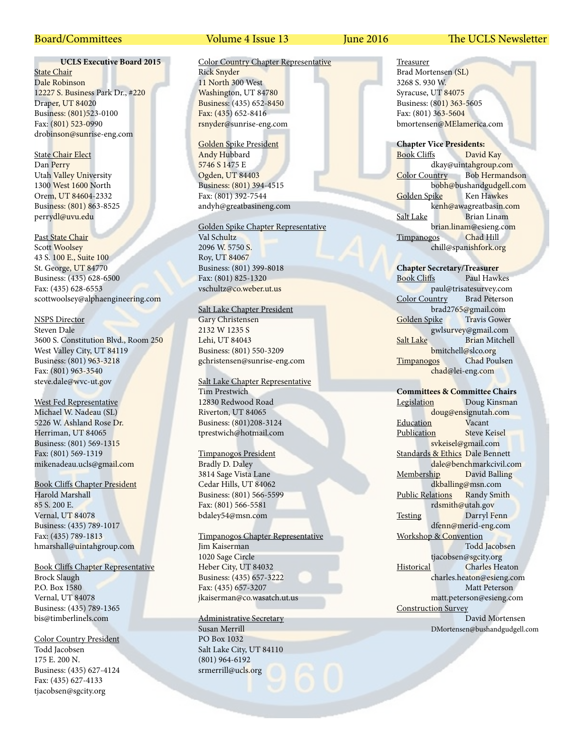### UCLS Executive Board 2015

State Chair
Dale Robinson
12227 S. Business Park Dr., #220
Draper, UT 84020
Business: (801)523-0100
Fax: (801) 523-0990
drobinson@sunrise-eng.com

State Chair Elect
Dan Perry
Utah Valley University
1300 West 1600 North
Orem, UT 84604-2332
Business: (801) 863-8525
perrydl@uvu.edu

Past State Chair
Scott Woolsey
43 S. 100 E., Suite 100
St. George, UT 84770
Business: (435) 628-6500
Fax: (435) 628-6553
scottwoolsey@alphaengineering.com

NSPS Director
Steven Dale
3600 S. Constitution Blvd., Room 250
West Valley City, UT 84119
Business: (801) 963-3218
Fax: (801) 963-3540
steve.dale@wvc-ut.gov

West Fed Representative
Michael W. Nadeau (SL)
5226 W. Ashland Rose Dr.
Herriman, UT 84065
Business: (801) 569-1315
Fax: (801) 569-1319
mikenadeau.ucls@gmail.com

Book Cliffs Chapter President
Harold Marshall
85 S. 200 E.
Vernal, UT 84078
Business: (435) 789-1017
Fax: (435) 789-1813
hmarshall@uintahgroup.com

Book Cliffs Chapter Representative
Brock Slaugh
P.O. Box 1580
Vernal, UT 84078
Business: (435) 789-1365
bis@timberlinels.com

Color Country President
Todd Jacobsen
175 E. 200 N.
Business: (435) 627-4124
Fax: (435) 627-4133
tjacobsen@sgcity.org

Color Country Chapter Representative
Rick Snyder
11 North 300 West
Washington, UT 84780
Business: (435) 652-8450
Fax: (435) 652-8416
rsnyder@sunrise-eng.com

Golden Spike President
Andy Hubbard
5746 S 1475 E
Ogden, UT 84403
Business: (801) 394-4515
Fax: (801) 392-7544
andyh@greatbasineng.com

Golden Spike Chapter Representative
Val Schultz
2096 W. 5750 S.
Roy, UT 84067
Business: (801) 399-8018
Fax: (801) 825-1320
vschultz@co.weber.ut.us

Salt Lake Chapter President
Gary Christensen
2132 W 1235 S
Lehi, UT 84043
Business: (801) 550-3209
gchristensen@sunrise-eng.com

Salt Lake Chapter Representative
Tim Prestwich
12830 Redwood Road
Riverton, UT 84065
Business: (801)208-3124
tprestwich@hotmail.com

Timpanogos President
Bradly D. Daley
3814 Sage Vista Lane
Cedar Hills, UT 84062
Business: (801) 566-5599
Fax: (801) 566-5581
bdaley54@msn.com

Timpanogos Chapter Representative
Jim Kaiserman
1020 Sage Circle
Heber City, UT 84032
Business: (435) 657-3222
Fax: (435) 657-3207
jkaiserman@co.wasatch.ut.us

Administrative Secretary
Susan Merrill
PO Box 1032
Salt Lake City, UT 84110
(801) 964-6192
srmerrill@ucls.org

Treasurer
Brad Mortensen (SL)
3268 S. 930 W.
Syracuse, UT 84075
Business: (801) 363-5605
Fax: (801) 363-5604
bmortensen@MElamerica.com

**Chapter Vice Presidents:**

Book Cliffs — David Kay
dkay@uintahgroup.com

Color Country — Bob Hermandson
bobh@bushandgudgell.com

Golden Spike — Ken Hawkes
kenh@awagreatbasin.com

Salt Lake — Brian Linam
brian.linam@esieng.com

Timpanogos — Chad Hill
chill@spanishfork.org

**Chapter Secretary/Treasurer**

Book Cliffs — Paul Hawkes
paul@trisatesurvey.com

Color Country — Brad Peterson
brad2765@gmail.com

Golden Spike — Travis Gower
gwlsurvey@gmail.com

Salt Lake — Brian Mitchell
bmitchell@slco.org

Timpanogos — Chad Poulsen
chad@lei-eng.com

**Committees & Committee Chairs**

Legislation — Doug Kinsman
doug@ensignutah.com

Education — Vacant

Publication — Steve Keisel
svkeisel@gmail.com

Standards & Ethics — Dale Bennett
dale@benchmarkcivil.com

Membership — David Balling
dkballing@msn.com

Public Relations — Randy Smith
rdsmith@utah.gov

Testing — Darryl Fenn
dfenn@merid-eng.com

Workshop & Convention — Todd Jacobsen
tjacobsen@sgcity.org

Historical — Charles Heaton
charles.heaton@esieng.com
Matt Peterson
matt.peterson@esieng.com

Construction Survey — David Mortensen
DMortensen@bushandgudgell.com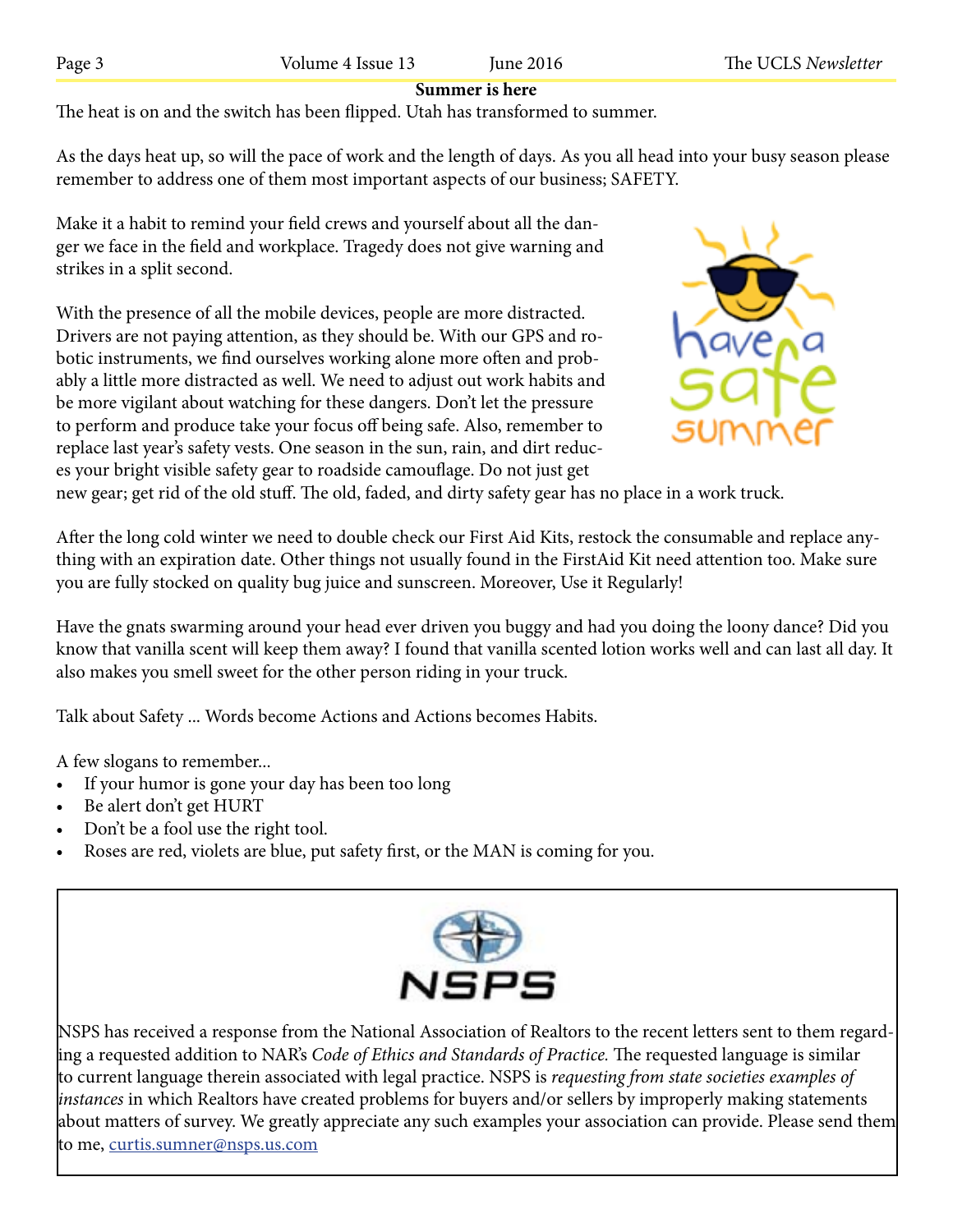## Summer is here

The heat is on and the switch has been flipped. Utah has transformed to summer.

As the days heat up, so will the pace of work and the length of days. As you all head into your busy season please remember to address one of them most important aspects of our business; SAFETY.

Make it a habit to remind your field crews and yourself about all the danger we face in the field and workplace. Tragedy does not give warning and strikes in a split second.

With the presence of all the mobile devices, people are more distracted. Drivers are not paying attention, as they should be. With our GPS and robotic instruments, we find ourselves working alone more often and probably a little more distracted as well. We need to adjust out work habits and be more vigilant about watching for these dangers. Don't let the pressure to perform and produce take your focus off being safe. Also, remember to replace last year's safety vests. One season in the sun, rain, and dirt reduces your bright visible safety gear to roadside camouflage. Do not just get new gear; get rid of the old stuff. The old, faded, and dirty safety gear has no place in a work truck.

After the long cold winter we need to double check our First Aid Kits, restock the consumable and replace anything with an expiration date. Other things not usually found in the FirstAid Kit need attention too. Make sure you are fully stocked on quality bug juice and sunscreen. Moreover, Use it Regularly!

Have the gnats swarming around your head ever driven you buggy and had you doing the loony dance? Did you know that vanilla scent will keep them away? I found that vanilla scented lotion works well and can last all day. It also makes you smell sweet for the other person riding in your truck.

Talk about Safety ... Words become Actions and Actions becomes Habits.

A few slogans to remember...

- If your humor is gone your day has been too long
- Be alert don't get HURT
- Don't be a fool use the right tool.
- Roses are red, violets are blue, put safety first, or the MAN is coming for you.

NSPS

NSPS has received a response from the National Association of Realtors to the recent letters sent to them regarding a requested addition to NAR's *Code of Ethics and Standards of Practice.* The requested language is similar to current language therein associated with legal practice. NSPS is *requesting from state societies examples of instances* in which Realtors have created problems for buyers and/or sellers by improperly making statements about matters of survey. We greatly appreciate any such examples your association can provide. Please send them to me, curtis.sumner@nsps.us.com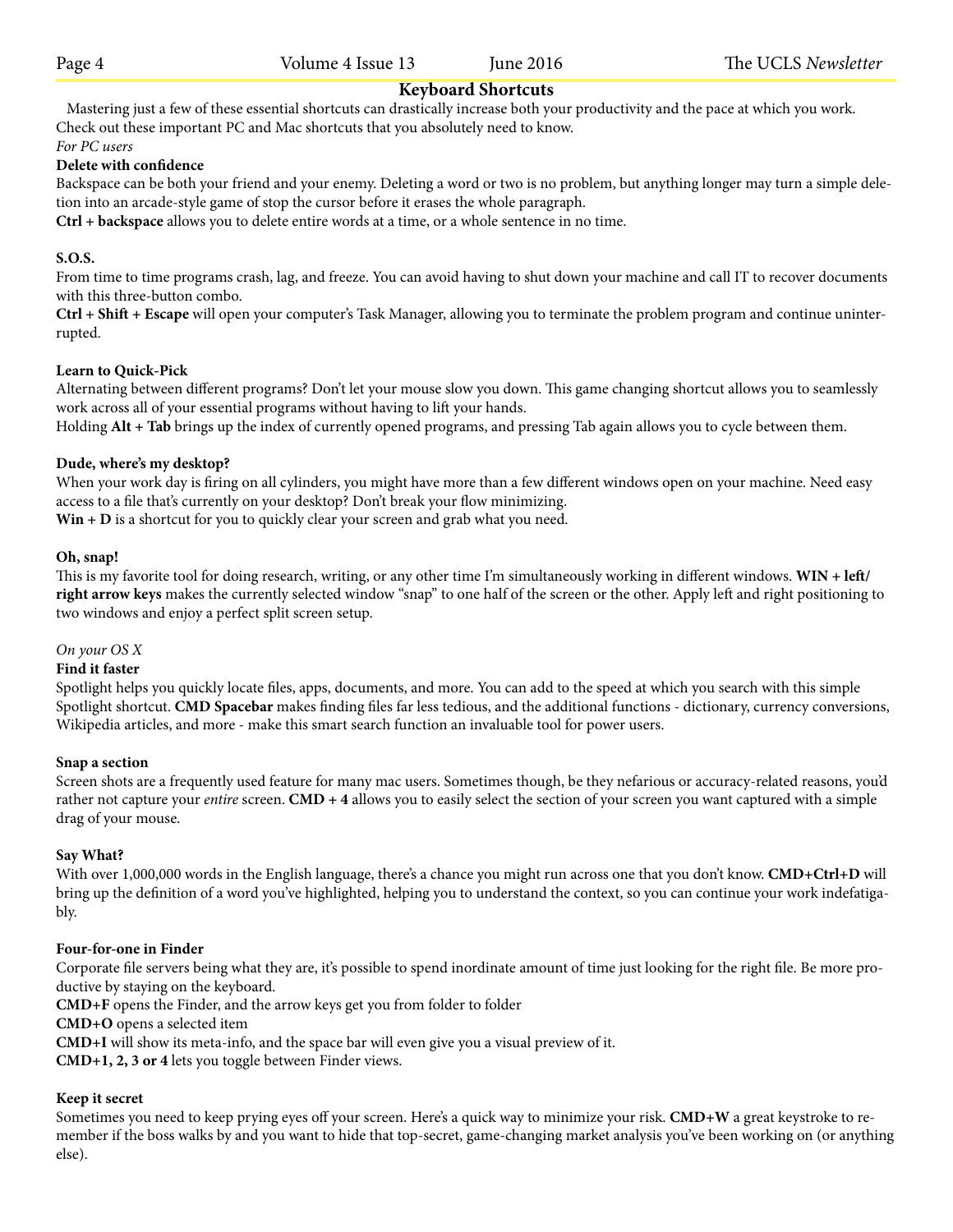## Keyboard Shortcuts

Mastering just a few of these essential shortcuts can drastically increase both your productivity and the pace at which you work. Check out these important PC and Mac shortcuts that you absolutely need to know.

*For PC users*

**Delete with confidence**

Backspace can be both your friend and your enemy. Deleting a word or two is no problem, but anything longer may turn a simple deletion into an arcade-style game of stop the cursor before it erases the whole paragraph.

**Ctrl + backspace** allows you to delete entire words at a time, or a whole sentence in no time.

**S.O.S.**

From time to time programs crash, lag, and freeze. You can avoid having to shut down your machine and call IT to recover documents with this three-button combo.

**Ctrl + Shift + Escape** will open your computer's Task Manager, allowing you to terminate the problem program and continue uninterrupted.

**Learn to Quick-Pick**

Alternating between different programs? Don't let your mouse slow you down. This game changing shortcut allows you to seamlessly work across all of your essential programs without having to lift your hands.

Holding **Alt + Tab** brings up the index of currently opened programs, and pressing Tab again allows you to cycle between them.

**Dude, where's my desktop?**

When your work day is firing on all cylinders, you might have more than a few different windows open on your machine. Need easy access to a file that's currently on your desktop? Don't break your flow minimizing.

**Win + D** is a shortcut for you to quickly clear your screen and grab what you need.

**Oh, snap!**

This is my favorite tool for doing research, writing, or any other time I'm simultaneously working in different windows. **WIN + left/right arrow keys** makes the currently selected window "snap" to one half of the screen or the other. Apply left and right positioning to two windows and enjoy a perfect split screen setup.

*On your OS X*

**Find it faster**

Spotlight helps you quickly locate files, apps, documents, and more. You can add to the speed at which you search with this simple Spotlight shortcut. **CMD Spacebar** makes finding files far less tedious, and the additional functions - dictionary, currency conversions, Wikipedia articles, and more - make this smart search function an invaluable tool for power users.

**Snap a section**

Screen shots are a frequently used feature for many mac users. Sometimes though, be they nefarious or accuracy-related reasons, you'd rather not capture your *entire* screen. **CMD + 4** allows you to easily select the section of your screen you want captured with a simple drag of your mouse.

**Say What?**

With over 1,000,000 words in the English language, there's a chance you might run across one that you don't know. **CMD+Ctrl+D** will bring up the definition of a word you've highlighted, helping you to understand the context, so you can continue your work indefatigably.

**Four-for-one in Finder**

Corporate file servers being what they are, it's possible to spend inordinate amount of time just looking for the right file. Be more productive by staying on the keyboard.

**CMD+F** opens the Finder, and the arrow keys get you from folder to folder

**CMD+O** opens a selected item

**CMD+I** will show its meta-info, and the space bar will even give you a visual preview of it.

**CMD+1, 2, 3 or 4** lets you toggle between Finder views.

**Keep it secret**

Sometimes you need to keep prying eyes off your screen. Here's a quick way to minimize your risk. **CMD+W** a great keystroke to remember if the boss walks by and you want to hide that top-secret, game-changing market analysis you've been working on (or anything else).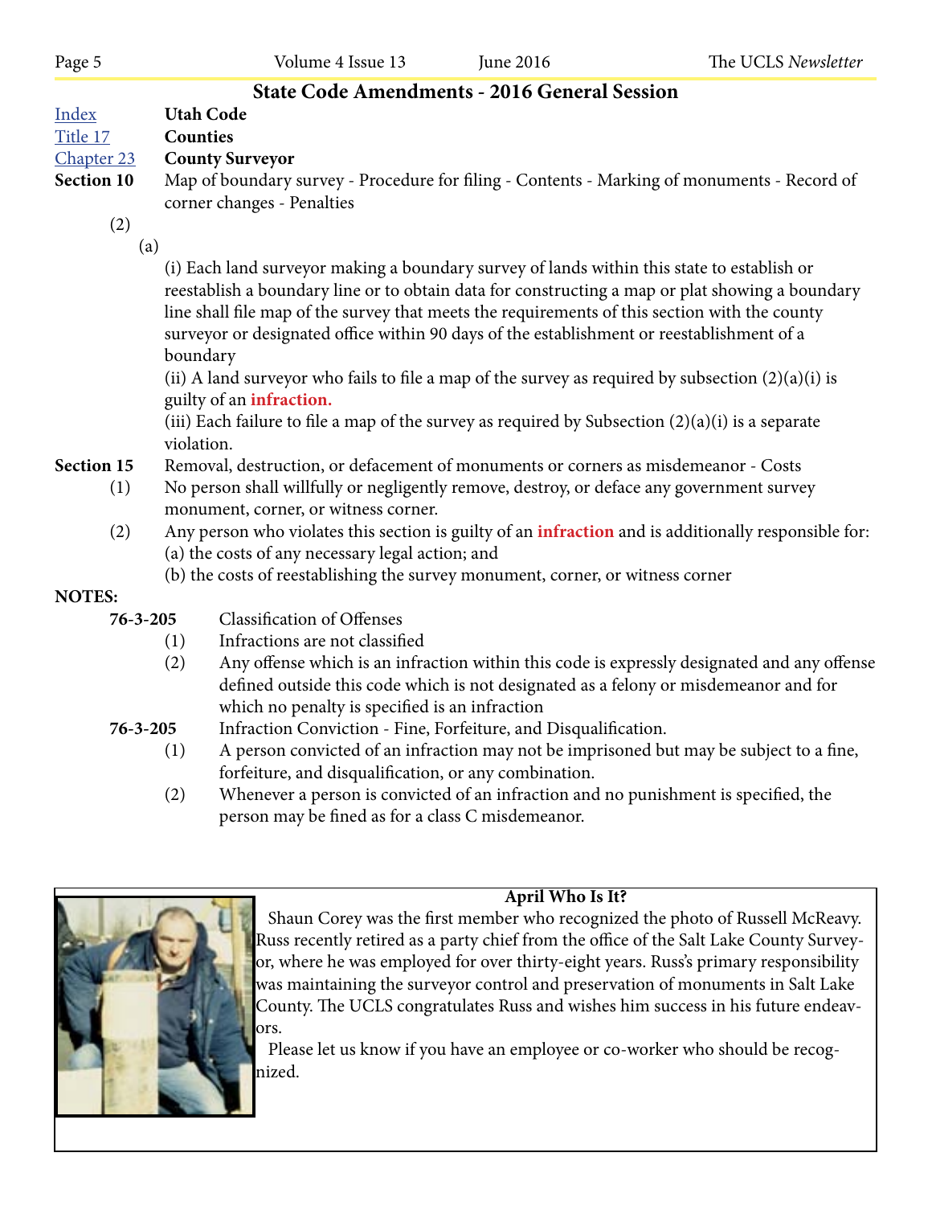## State Code Amendments - 2016 General Session

[Index](#) **Utah Code**

[Title 17](#) **Counties**

[Chapter 23](#) **County Surveyor**

**Section 10** Map of boundary survey - Procedure for filing - Contents - Marking of monuments - Record of corner changes - Penalties

(2)

(a)

(i) Each land surveyor making a boundary survey of lands within this state to establish or reestablish a boundary line or to obtain data for constructing a map or plat showing a boundary line shall file map of the survey that meets the requirements of this section with the county surveyor or designated office within 90 days of the establishment or reestablishment of a boundary

(ii) A land surveyor who fails to file a map of the survey as required by subsection (2)(a)(i) is guilty of an **infraction.**

(iii) Each failure to file a map of the survey as required by Subsection (2)(a)(i) is a separate violation.

**Section 15** Removal, destruction, or defacement of monuments or corners as misdemeanor - Costs

(1) No person shall willfully or negligently remove, destroy, or deface any government survey monument, corner, or witness corner.

(2) Any person who violates this section is guilty of an **infraction** and is additionally responsible for:
(a) the costs of any necessary legal action; and
(b) the costs of reestablishing the survey monument, corner, or witness corner

**NOTES:**

**76-3-205** Classification of Offenses

(1) Infractions are not classified

(2) Any offense which is an infraction within this code is expressly designated and any offense defined outside this code which is not designated as a felony or misdemeanor and for which no penalty is specified is an infraction

**76-3-205** Infraction Conviction - Fine, Forfeiture, and Disqualification.

(1) A person convicted of an infraction may not be imprisoned but may be subject to a fine, forfeiture, and disqualification, or any combination.

(2) Whenever a person is convicted of an infraction and no punishment is specified, the person may be fined as for a class C misdemeanor.

### April Who Is It?

Shaun Corey was the first member who recognized the photo of Russell McReavy. Russ recently retired as a party chief from the office of the Salt Lake County Surveyor, where he was employed for over thirty-eight years. Russ's primary responsibility was maintaining the surveyor control and preservation of monuments in Salt Lake County. The UCLS congratulates Russ and wishes him success in his future endeavors.

Please let us know if you have an employee or co-worker who should be recognized.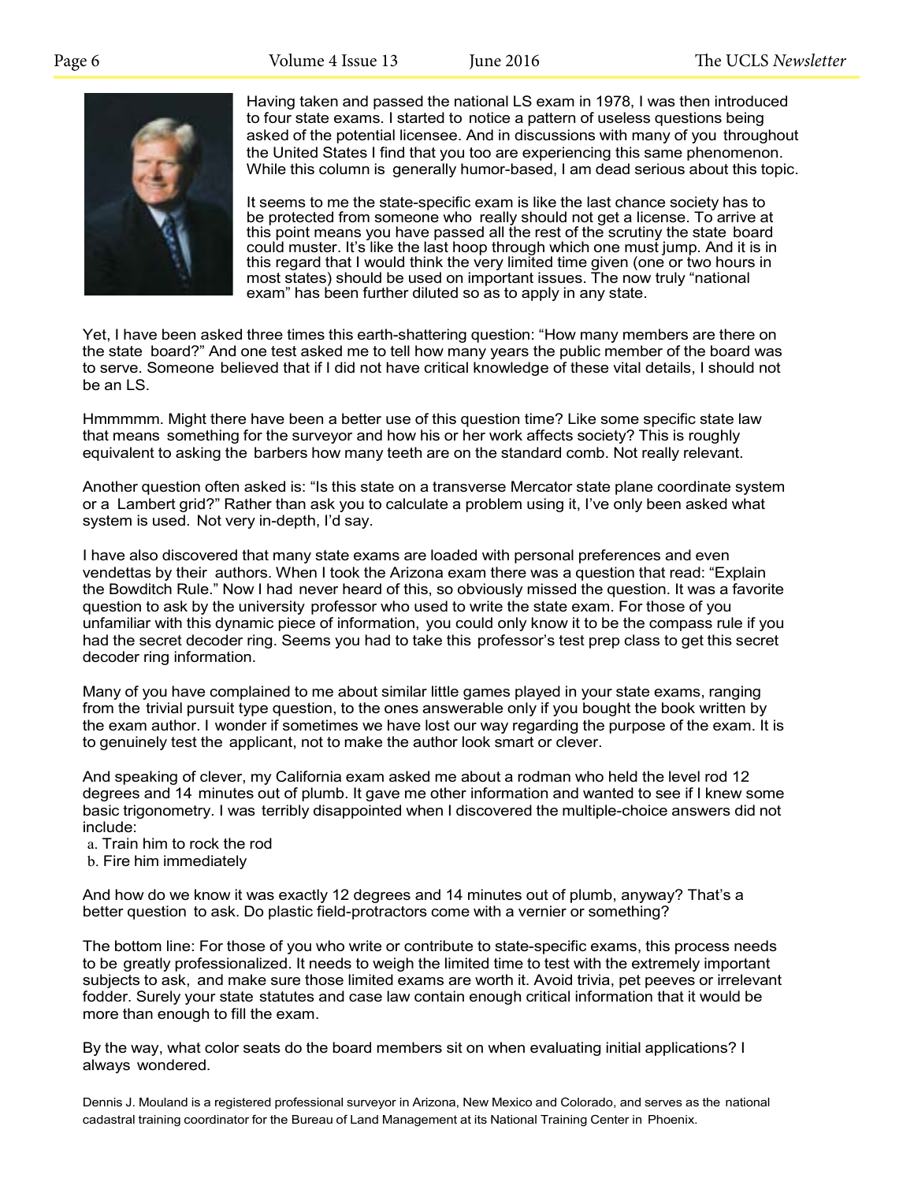Having taken and passed the national LS exam in 1978, I was then introduced to four state exams. I started to notice a pattern of useless questions being asked of the potential licensee. And in discussions with many of you throughout the United States I find that you too are experiencing this same phenomenon. While this column is generally humor-based, I am dead serious about this topic.

It seems to me the state-specific exam is like the last chance society has to be protected from someone who really should not get a license. To arrive at this point means you have passed all the rest of the scrutiny the state board could muster. It's like the last hoop through which one must jump. And it is in this regard that I would think the very limited time given (one or two hours in most states) should be used on important issues. The now truly "national exam" has been further diluted so as to apply in any state.

Yet, I have been asked three times this earth-shattering question: "How many members are there on the state board?" And one test asked me to tell how many years the public member of the board was to serve. Someone believed that if I did not have critical knowledge of these vital details, I should not be an LS.

Hmmmmm. Might there have been a better use of this question time? Like some specific state law that means something for the surveyor and how his or her work affects society? This is roughly equivalent to asking the barbers how many teeth are on the standard comb. Not really relevant.

Another question often asked is: "Is this state on a transverse Mercator state plane coordinate system or a Lambert grid?" Rather than ask you to calculate a problem using it, I've only been asked what system is used. Not very in-depth, I'd say.

I have also discovered that many state exams are loaded with personal preferences and even vendettas by their authors. When I took the Arizona exam there was a question that read: "Explain the Bowditch Rule." Now I had never heard of this, so obviously missed the question. It was a favorite question to ask by the university professor who used to write the state exam. For those of you unfamiliar with this dynamic piece of information, you could only know it to be the compass rule if you had the secret decoder ring. Seems you had to take this professor's test prep class to get this secret decoder ring information.

Many of you have complained to me about similar little games played in your state exams, ranging from the trivial pursuit type question, to the ones answerable only if you bought the book written by the exam author. I wonder if sometimes we have lost our way regarding the purpose of the exam. It is to genuinely test the applicant, not to make the author look smart or clever.

And speaking of clever, my California exam asked me about a rodman who held the level rod 12 degrees and 14 minutes out of plumb. It gave me other information and wanted to see if I knew some basic trigonometry. I was terribly disappointed when I discovered the multiple-choice answers did not include:

a. Train him to rock the rod
b. Fire him immediately

And how do we know it was exactly 12 degrees and 14 minutes out of plumb, anyway? That's a better question to ask. Do plastic field-protractors come with a vernier or something?

The bottom line: For those of you who write or contribute to state-specific exams, this process needs to be greatly professionalized. It needs to weigh the limited time to test with the extremely important subjects to ask, and make sure those limited exams are worth it. Avoid trivia, pet peeves or irrelevant fodder. Surely your state statutes and case law contain enough critical information that it would be more than enough to fill the exam.

By the way, what color seats do the board members sit on when evaluating initial applications? I always wondered.

Dennis J. Mouland is a registered professional surveyor in Arizona, New Mexico and Colorado, and serves as the national cadastral training coordinator for the Bureau of Land Management at its National Training Center in Phoenix.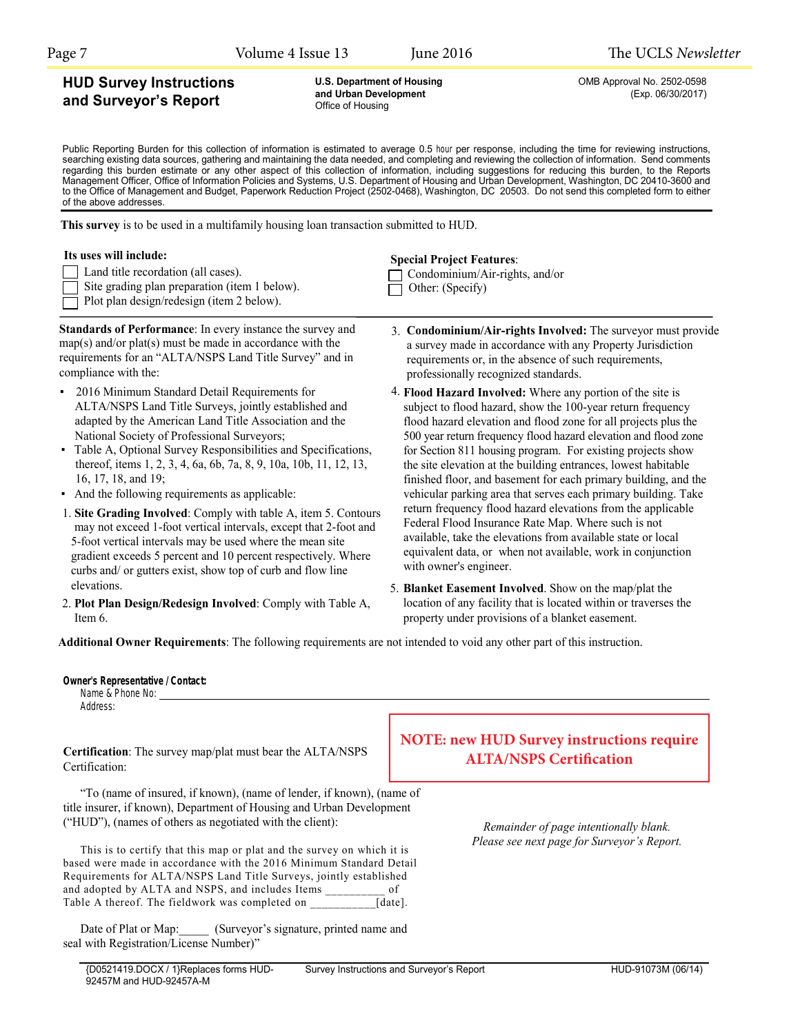## HUD Survey Instructions and Surveyor's Report

**U.S. Department of Housing and Urban Development**
Office of Housing

OMB Approval No. 2502-0598
(Exp. 06/30/2017)

Public Reporting Burden for this collection of information is estimated to average 0.5 hour per response, including the time for reviewing instructions, searching existing data sources, gathering and maintaining the data needed, and completing and reviewing the collection of information. Send comments regarding this burden estimate or any other aspect of this collection of information, including suggestions for reducing this burden, to the Reports Management Officer, Office of Information Policies and Systems, U.S. Department of Housing and Urban Development, Washington, DC 20410-3600 and to the Office of Management and Budget, Paperwork Reduction Project (2502-0468), Washington, DC 20503. Do not send this completed form to either of the above addresses.

**This survey** is to be used in a multifamily housing loan transaction submitted to HUD.

**Its uses will include:**

- ☐ Land title recordation (all cases).
- ☐ Site grading plan preparation (item 1 below).
- ☐ Plot plan design/redesign (item 2 below).

**Special Project Features**:

- ☐ Condominium/Air-rights, and/or
- ☐ Other: (Specify)

**Standards of Performance**: In every instance the survey and map(s) and/or plat(s) must be made in accordance with the requirements for an "ALTA/NSPS Land Title Survey" and in compliance with the:

- 2016 Minimum Standard Detail Requirements for ALTA/NSPS Land Title Surveys, jointly established and adapted by the American Land Title Association and the National Society of Professional Surveyors;
- Table A, Optional Survey Responsibilities and Specifications, thereof, items 1, 2, 3, 4, 6a, 6b, 7a, 8, 9, 10a, 10b, 11, 12, 13, 16, 17, 18, and 19;
- And the following requirements as applicable:

1. **Site Grading Involved**: Comply with table A, item 5. Contours may not exceed 1-foot vertical intervals, except that 2-foot and 5-foot vertical intervals may be used where the mean site gradient exceeds 5 percent and 10 percent respectively. Where curbs and/ or gutters exist, show top of curb and flow line elevations.
2. **Plot Plan Design/Redesign Involved**: Comply with Table A, Item 6.
3. **Condominium/Air-rights Involved:** The surveyor must provide a survey made in accordance with any Property Jurisdiction requirements or, in the absence of such requirements, professionally recognized standards.
4. **Flood Hazard Involved:** Where any portion of the site is subject to flood hazard, show the 100-year return frequency flood hazard elevation and flood zone for all projects plus the 500 year return frequency flood hazard elevation and flood zone for Section 811 housing program. For existing projects show the site elevation at the building entrances, lowest habitable finished floor, and basement for each primary building, and the vehicular parking area that serves each primary building. Take return frequency flood hazard elevations from the applicable Federal Flood Insurance Rate Map. Where such is not available, take the elevations from available state or local equivalent data, or when not available, work in conjunction with owner's engineer.
5. **Blanket Easement Involved**. Show on the map/plat the location of any facility that is located within or traverses the property under provisions of a blanket easement.

**Additional Owner Requirements**: The following requirements are not intended to void any other part of this instruction.

**Owner's Representative / Contact:**
Name & Phone No: ______________________________
Address:

**Certification**: The survey map/plat must bear the ALTA/NSPS Certification:

"To (name of insured, if known), (name of lender, if known), (name of title insurer, if known), Department of Housing and Urban Development ("HUD"), (names of others as negotiated with the client):

This is to certify that this map or plat and the survey on which it is based were made in accordance with the 2016 Minimum Standard Detail Requirements for ALTA/NSPS Land Title Surveys, jointly established and adopted by ALTA and NSPS, and includes Items __________ of Table A thereof. The fieldwork was completed on ___________[date].

Date of Plat or Map:_____ (Surveyor's signature, printed name and seal with Registration/License Number)"

**NOTE: new HUD Survey instructions require ALTA/NSPS Certification**

*Remainder of page intentionally blank.*
*Please see next page for Surveyor's Report.*

{D0521419.DOCX / 1}Replaces forms HUD-92457M and HUD-92457A-M    Survey Instructions and Surveyor's Report    HUD-91073M (06/14)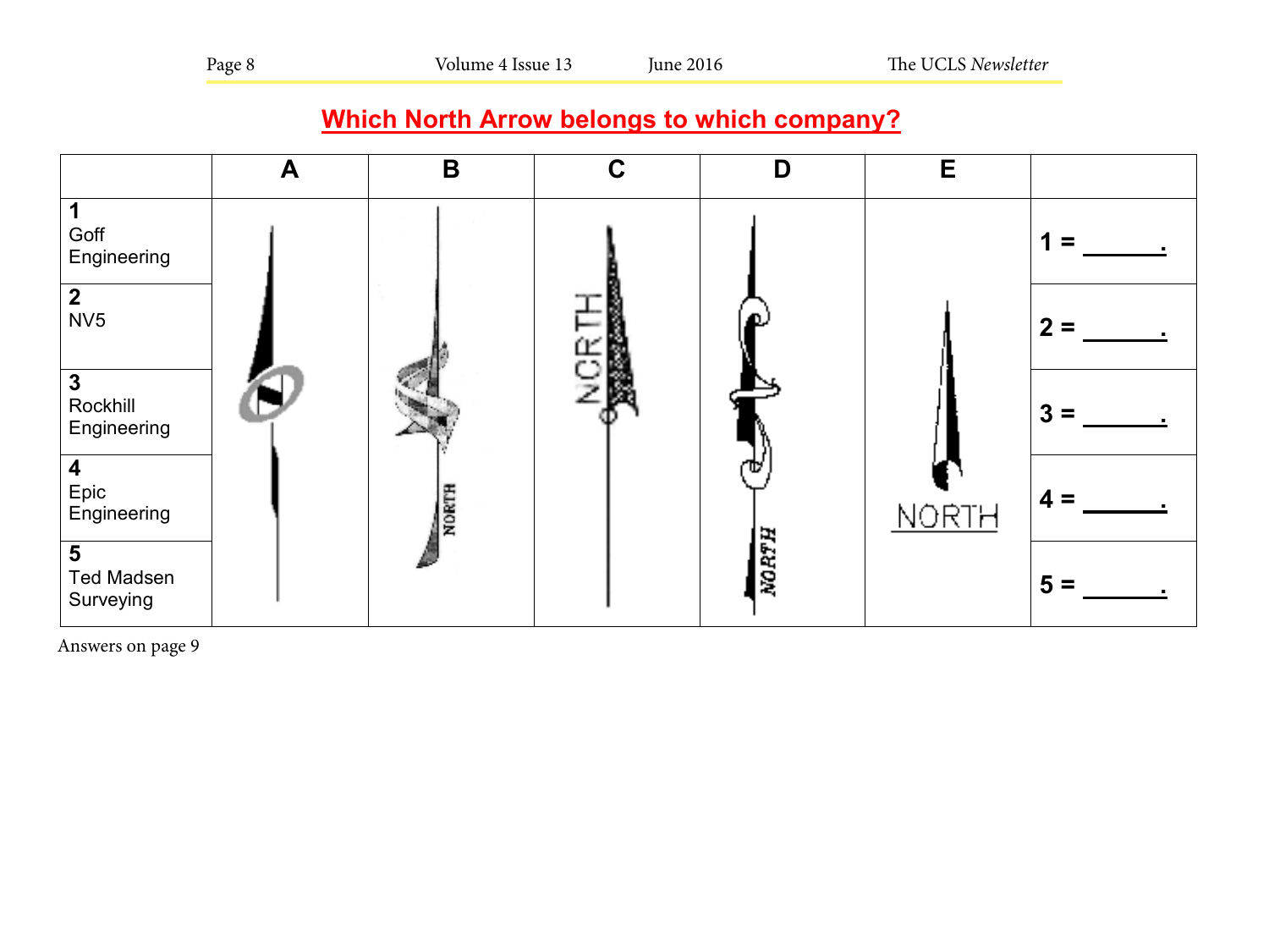## Which North Arrow belongs to which company?

| | A | B | C | D | E | |
|---|---|---|---|---|---|---|
| **1** Goff Engineering | | | | | | **1 =** ______. |
| **2** NV5 | | | | | | **2 =** ______. |
| **3** Rockhill Engineering | | | | | | **3 =** ______. |
| **4** Epic Engineering | | | | | | **4 =** ______. |
| **5** Ted Madsen Surveying | | | | | | **5 =** ______. |

Answers on page 9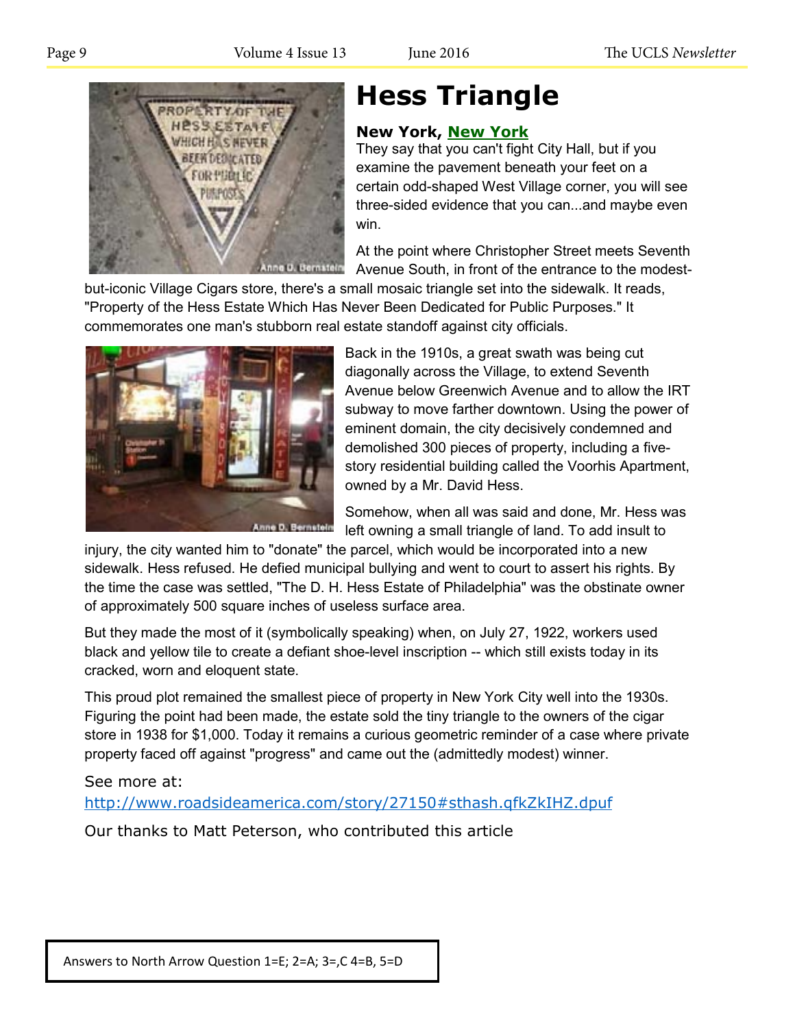# Hess Triangle

**New York, New York**

They say that you can't fight City Hall, but if you examine the pavement beneath your feet on a certain odd-shaped West Village corner, you will see three-sided evidence that you can...and maybe even win.

At the point where Christopher Street meets Seventh Avenue South, in front of the entrance to the modest-but-iconic Village Cigars store, there's a small mosaic triangle set into the sidewalk. It reads, "Property of the Hess Estate Which Has Never Been Dedicated for Public Purposes." It commemorates one man's stubborn real estate standoff against city officials.

Back in the 1910s, a great swath was being cut diagonally across the Village, to extend Seventh Avenue below Greenwich Avenue and to allow the IRT subway to move farther downtown. Using the power of eminent domain, the city decisively condemned and demolished 300 pieces of property, including a five-story residential building called the Voorhis Apartment, owned by a Mr. David Hess.

Somehow, when all was said and done, Mr. Hess was left owning a small triangle of land. To add insult to injury, the city wanted him to "donate" the parcel, which would be incorporated into a new sidewalk. Hess refused. He defied municipal bullying and went to court to assert his rights. By the time the case was settled, "The D. H. Hess Estate of Philadelphia" was the obstinate owner of approximately 500 square inches of useless surface area.

But they made the most of it (symbolically speaking) when, on July 27, 1922, workers used black and yellow tile to create a defiant shoe-level inscription -- which still exists today in its cracked, worn and eloquent state.

This proud plot remained the smallest piece of property in New York City well into the 1930s. Figuring the point had been made, the estate sold the tiny triangle to the owners of the cigar store in 1938 for $1,000. Today it remains a curious geometric reminder of a case where private property faced off against "progress" and came out the (admittedly modest) winner.

See more at:
http://www.roadsideamerica.com/story/27150#sthash.qfkZkIHZ.dpuf

Our thanks to Matt Peterson, who contributed this article

Answers to North Arrow Question 1=E; 2=A; 3=,C 4=B, 5=D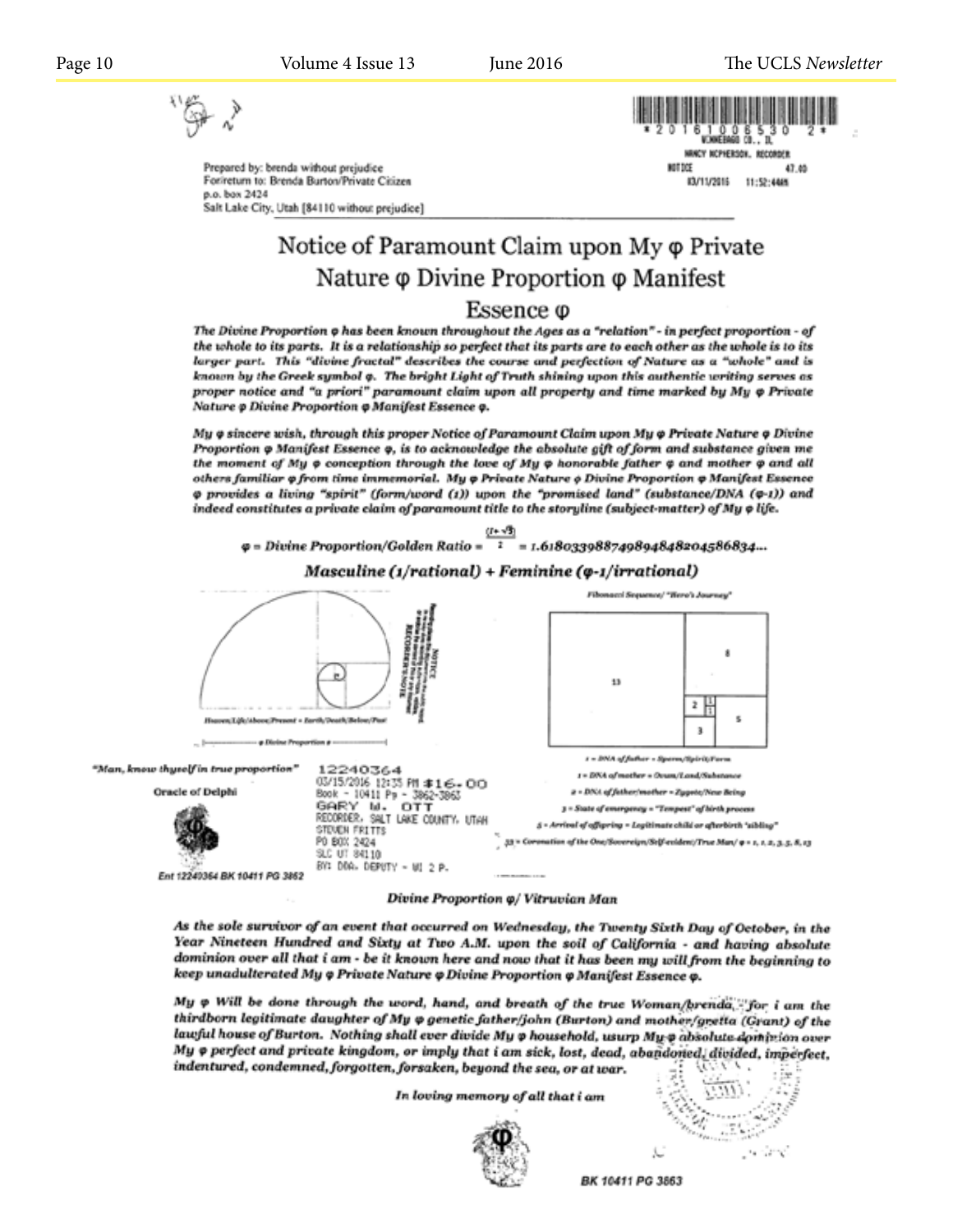Prepared by: brenda without prejudice
For/return to: Brenda Burton/Private Citizen
p.o. box 2424
Salt Lake City, Utah [84110 without prejudice]

*20161006530 2*
WINNEBAGO CO., IL
NANCY MCPHERSON, RECORDER
NOTICE 47.00
03/11/2016 11:52:44AM

# Notice of Paramount Claim upon My φ Private Nature φ Divine Proportion φ Manifest Essence φ

***The Divine Proportion φ has been known throughout the Ages as a "relation" - in perfect proportion - of the whole to its parts. It is a relationship so perfect that its parts are to each other as the whole is to its larger part. This "divine fractal" describes the course and perfection of Nature as a "whole" and is known by the Greek symbol φ. The bright Light of Truth shining upon this authentic writing serves as proper notice and "a priori" paramount claim upon all property and time marked by My φ Private Nature φ Divine Proportion φ Manifest Essence φ.***

***My φ sincere wish, through this proper Notice of Paramount Claim upon My φ Private Nature φ Divine Proportion φ Manifest Essence φ, is to acknowledge the absolute gift of form and substance given me the moment of My φ conception through the love of My φ honorable father φ and mother φ and all others familiar φ from time immemorial. My φ Private Nature φ Divine Proportion φ Manifest Essence φ provides a living "spirit" (form/word (1)) upon the "promised land" (substance/DNA (φ-1)) and indeed constitutes a private claim of paramount title to the storyline (subject-matter) of My φ life.***

$$\varphi = \text{Divine Proportion/Golden Ratio} = \frac{1+\sqrt{5}}{2} = 1.6180339887498948482045868 34\ldots$$

***Masculine (1/rational) + Feminine (φ-1/irrational)***

Heaven/Life/Above/Present + Earth/Death/Below/Past

φ Divine Proportion φ

Fibonacci Sequence/ "Hero's Journey"

13

8

2

1

1

5

3

1 = DNA of father = Sperm/Spirit/Form

1 = DNA of mother = Ovum/Land/Substance

2 = DNA of father/mother = Zygote/New Being

3 = State of emergency = "Tempest" of birth process

5 = Arrival of offspring = Legitimate child or afterbirth "sibling"

13 = Coronation of the One/Sovereign/Self-evident/True Man/ φ = 1, 1, 2, 3, 5, 8, 13

*"Man, know thyself in true proportion"*

Oracle of Delphi

12240364
03/15/2016 12:35 PM $16.00
Book - 10411 Pg - 3862-3863
GARY W. OTT
RECORDER, SALT LAKE COUNTY, UTAH
STEVEN FRITTS
PO BOX 2424
SLC UT 84110
BY: DDA, DEPUTY - WI 2 P.

Ent 12240364 BK 10411 PG 3862

***Divine Proportion φ/ Vitruvian Man***

***As the sole survivor of an event that occurred on Wednesday, the Twenty Sixth Day of October, in the Year Nineteen Hundred and Sixty at Two A.M. upon the soil of California - and having absolute dominion over all that i am - be it known here and now that it has been my will from the beginning to keep unadulterated My φ Private Nature φ Divine Proportion φ Manifest Essence φ.***

***My φ Will be done through the word, hand, and breath of the true Woman/brenda, for i am the thirdborn legitimate daughter of My φ genetic father/john (Burton) and mother/gretta (Grant) of the lawful house of Burton. Nothing shall ever divide My φ household, usurp My φ absolute dominion over My φ perfect and private kingdom, or imply that i am sick, lost, dead, abandoned, divided, imperfect, indentured, condemned, forgotten, forsaken, beyond the sea, or at war.***

***In loving memory of all that i am***

BK 10411 PG 3863